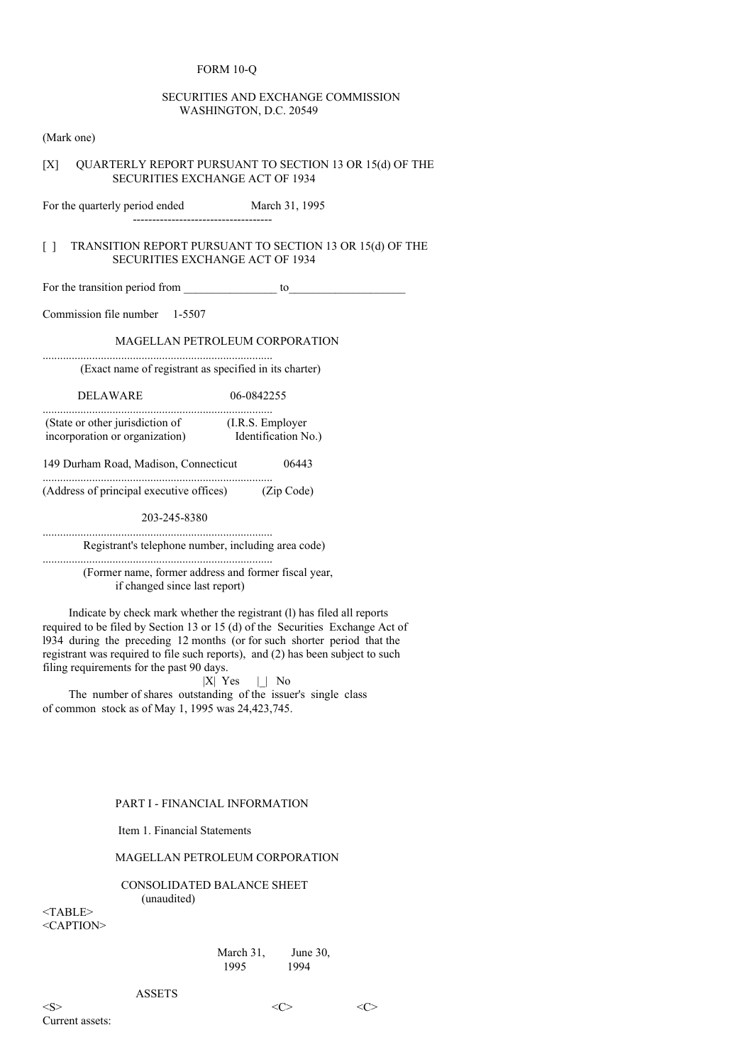FORM 10-Q

SECURITIES AND EXCHANGE COMMISSION
WASHINGTON, D.C. 20549

(Mark one)

[X] QUARTERLY REPORT PURSUANT TO SECTION 13 OR 15(d) OF THE SECURITIES EXCHANGE ACT OF 1934

For the quarterly period ended March 31, 1995

[ ] TRANSITION REPORT PURSUANT TO SECTION 13 OR 15(d) OF THE SECURITIES EXCHANGE ACT OF 1934

For the transition period from ________________ to____________________

Commission file number 1-5507

MAGELLAN PETROLEUM CORPORATION

(Exact name of registrant as specified in its charter)

DELAWARE 06-0842255

(State or other jurisdiction of incorporation or organization) (I.R.S. Employer Identification No.)

149 Durham Road, Madison, Connecticut 06443

(Address of principal executive offices) (Zip Code)

203-245-8380

Registrant's telephone number, including area code)

(Former name, former address and former fiscal year, if changed since last report)

Indicate by check mark whether the registrant (l) has filed all reports required to be filed by Section 13 or 15 (d) of the Securities Exchange Act of l934 during the preceding 12 months (or for such shorter period that the registrant was required to file such reports), and (2) has been subject to such filing requirements for the past 90 days.

|X| Yes |_| No

The number of shares outstanding of the issuer's single class of common stock as of May 1, 1995 was 24,423,745.

PART I - FINANCIAL INFORMATION

Item 1. Financial Statements

MAGELLAN PETROLEUM CORPORATION

CONSOLIDATED BALANCE SHEET
(unaudited)

| | March 31, 1995 | June 30, 1994 |
|---|---|---|
| ASSETS | | |
| Current assets: | | |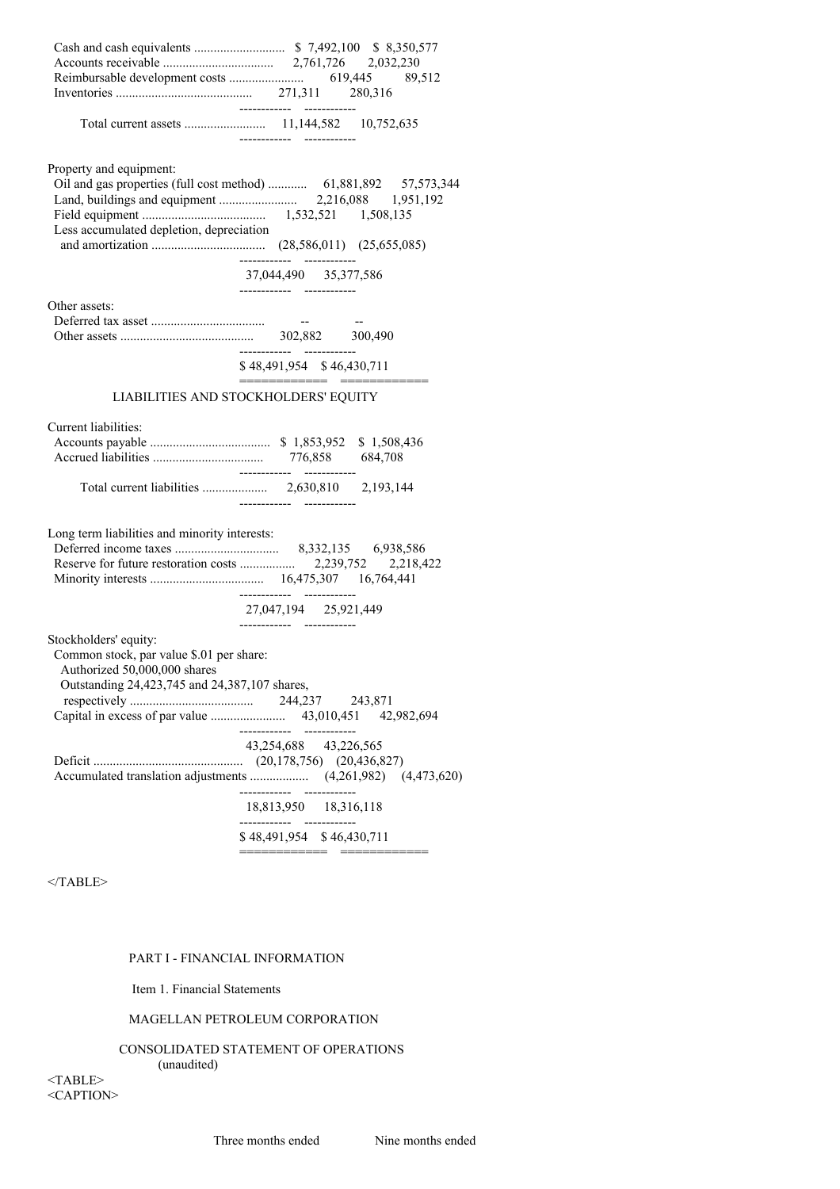| | | |
|---|---|---|
| Cash and cash equivalents | $ 7,492,100 | $ 8,350,577 |
| Accounts receivable | 2,761,726 | 2,032,230 |
| Reimbursable development costs | 619,445 | 89,512 |
| Inventories | 271,311 | 280,316 |
| Total current assets | 11,144,582 | 10,752,635 |
| Property and equipment: | | |
| Oil and gas properties (full cost method) | 61,881,892 | 57,573,344 |
| Land, buildings and equipment | 2,216,088 | 1,951,192 |
| Field equipment | 1,532,521 | 1,508,135 |
| Less accumulated depletion, depreciation and amortization | (28,586,011) | (25,655,085) |
| | 37,044,490 | 35,377,586 |
| Other assets: | | |
| Deferred tax asset | -- | -- |
| Other assets | 302,882 | 300,490 |
| | $ 48,491,954 | $ 46,430,711 |

LIABILITIES AND STOCKHOLDERS' EQUITY

| | | |
|---|---|---|
| Current liabilities: | | |
| Accounts payable | $ 1,853,952 | $ 1,508,436 |
| Accrued liabilities | 776,858 | 684,708 |
| Total current liabilities | 2,630,810 | 2,193,144 |
| Long term liabilities and minority interests: | | |
| Deferred income taxes | 8,332,135 | 6,938,586 |
| Reserve for future restoration costs | 2,239,752 | 2,218,422 |
| Minority interests | 16,475,307 | 16,764,441 |
| | 27,047,194 | 25,921,449 |
| Stockholders' equity: | | |
| Common stock, par value $.01 per share: Authorized 50,000,000 shares Outstanding 24,423,745 and 24,387,107 shares, respectively | 244,237 | 243,871 |
| Capital in excess of par value | 43,010,451 | 42,982,694 |
| | 43,254,688 | 43,226,565 |
| Deficit | (20,178,756) | (20,436,827) |
| Accumulated translation adjustments | (4,261,982) | (4,473,620) |
| | 18,813,950 | 18,316,118 |
| | $ 48,491,954 | $ 46,430,711 |

</TABLE>

PART I - FINANCIAL INFORMATION

Item 1. Financial Statements

MAGELLAN PETROLEUM CORPORATION

CONSOLIDATED STATEMENT OF OPERATIONS
(unaudited)

<TABLE>
<CAPTION>

Three months ended Nine months ended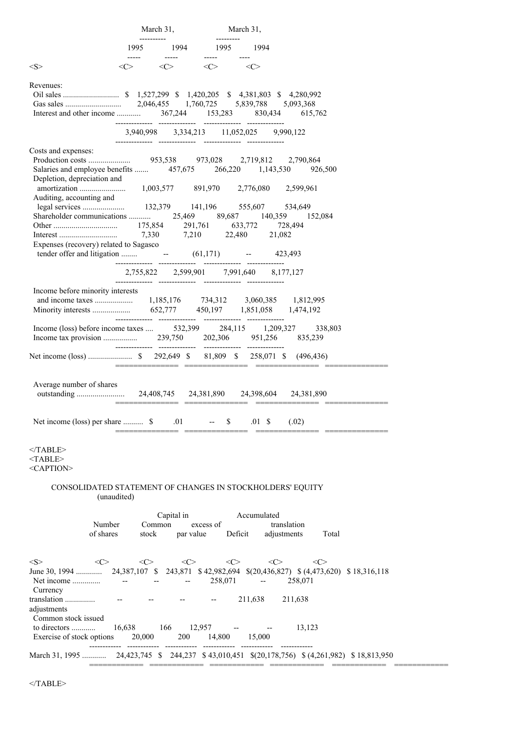| | March 31, | | March 31, | |
|---|---|---|---|---|
| | 1995 | 1994 | 1995 | 1994 |
| **Revenues:** | | | | |
| Oil sales | $ 1,527,299 | $ 1,420,205 | $ 4,381,803 | $ 4,280,992 |
| Gas sales | 2,046,455 | 1,760,725 | 5,839,788 | 5,093,368 |
| Interest and other income | 367,244 | 153,283 | 830,434 | 615,762 |
| | 3,940,998 | 3,334,213 | 11,052,025 | 9,990,122 |
| **Costs and expenses:** | | | | |
| Production costs | 953,538 | 973,028 | 2,719,812 | 2,790,864 |
| Salaries and employee benefits | 457,675 | 266,220 | 1,143,530 | 926,500 |
| Depletion, depreciation and amortization | 1,003,577 | 891,970 | 2,776,080 | 2,599,961 |
| Auditing, accounting and legal services | 132,379 | 141,196 | 555,607 | 534,649 |
| Shareholder communications | 25,469 | 89,687 | 140,359 | 152,084 |
| Other | 175,854 | 291,761 | 633,772 | 728,494 |
| Interest | 7,330 | 7,210 | 22,480 | 21,082 |
| Expenses (recovery) related to Sagasco tender offer and litigation | -- | (61,171) | -- | 423,493 |
| | 2,755,822 | 2,599,901 | 7,991,640 | 8,177,127 |
| Income before minority interests and income taxes | 1,185,176 | 734,312 | 3,060,385 | 1,812,995 |
| Minority interests | 652,777 | 450,197 | 1,851,058 | 1,474,192 |
| Income (loss) before income taxes | 532,399 | 284,115 | 1,209,327 | 338,803 |
| Income tax provision | 239,750 | 202,306 | 951,256 | 835,239 |
| Net income (loss) | $ 292,649 | $ 81,809 | $ 258,071 | $ (496,436) |
| Average number of shares outstanding | 24,408,745 | 24,381,890 | 24,398,604 | 24,381,890 |
| Net income (loss) per share | $ .01 | -- | $ .01 | $ (.02) |

CONSOLIDATED STATEMENT OF CHANGES IN STOCKHOLDERS' EQUITY
(unaudited)

| | Number of shares | Common stock | Capital in excess of par value | Accumulated Deficit | translation adjustments | Total |
|---|---|---|---|---|---|---|
| June 30, 1994 | 24,387,107 | $ 243,871 | $ 42,982,694 | $(20,436,827) | $ (4,473,620) | $ 18,316,118 |
| Net income | -- | -- | -- | 258,071 | -- | 258,071 |
| Currency translation adjustments | -- | -- | -- | -- | 211,638 | 211,638 |
| Common stock issued to directors | 16,638 | 166 | 12,957 | -- | -- | 13,123 |
| Exercise of stock options | 20,000 | 200 | 14,800 | | | 15,000 |
| March 31, 1995 | 24,423,745 | $ 244,237 | $ 43,010,451 | $(20,178,756) | $ (4,261,982) | $ 18,813,950 |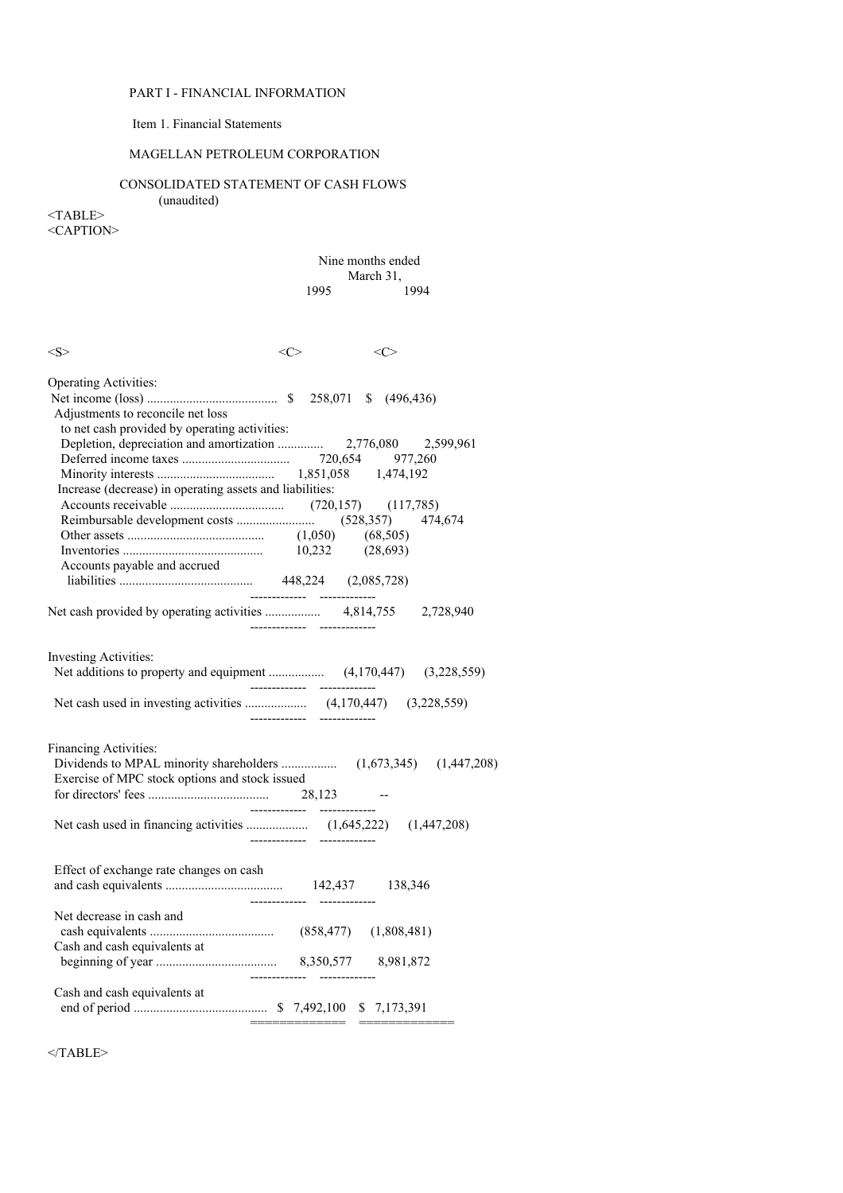PART I - FINANCIAL INFORMATION

Item 1. Financial Statements

MAGELLAN PETROLEUM CORPORATION

CONSOLIDATED STATEMENT OF CASH FLOWS
(unaudited)

| | Nine months ended March 31, 1995 | Nine months ended March 31, 1994 |
|---|---|---|
| **Operating Activities:** | | |
| Net income (loss) | $ 258,071 | $ (496,436) |
| Adjustments to reconcile net loss to net cash provided by operating activities: | | |
| Depletion, depreciation and amortization | 2,776,080 | 2,599,961 |
| Deferred income taxes | 720,654 | 977,260 |
| Minority interests | 1,851,058 | 1,474,192 |
| Increase (decrease) in operating assets and liabilities: | | |
| Accounts receivable | (720,157) | (117,785) |
| Reimbursable development costs | (528,357) | 474,674 |
| Other assets | (1,050) | (68,505) |
| Inventories | 10,232 | (28,693) |
| Accounts payable and accrued liabilities | 448,224 | (2,085,728) |
| Net cash provided by operating activities | 4,814,755 | 2,728,940 |
| **Investing Activities:** | | |
| Net additions to property and equipment | (4,170,447) | (3,228,559) |
| Net cash used in investing activities | (4,170,447) | (3,228,559) |
| **Financing Activities:** | | |
| Dividends to MPAL minority shareholders | (1,673,345) | (1,447,208) |
| Exercise of MPC stock options and stock issued for directors' fees | 28,123 | -- |
| Net cash used in financing activities | (1,645,222) | (1,447,208) |
| Effect of exchange rate changes on cash and cash equivalents | 142,437 | 138,346 |
| Net decrease in cash and cash equivalents | (858,477) | (1,808,481) |
| Cash and cash equivalents at beginning of year | 8,350,577 | 8,981,872 |
| Cash and cash equivalents at end of period | $ 7,492,100 | $ 7,173,391 |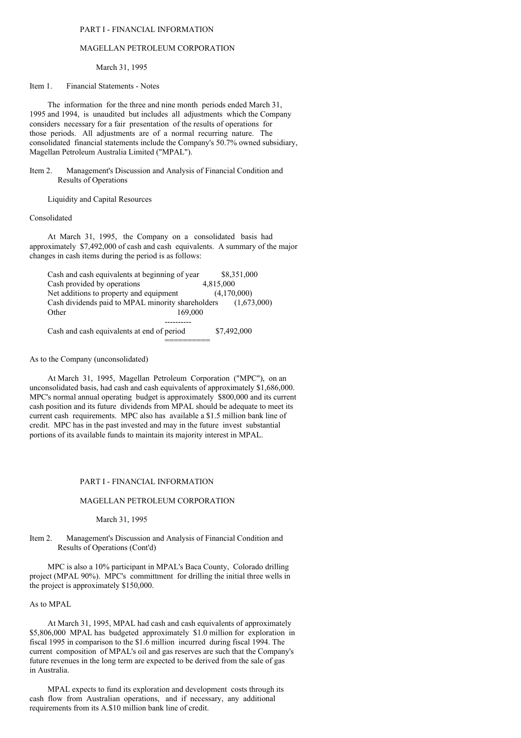PART I - FINANCIAL INFORMATION

MAGELLAN PETROLEUM CORPORATION

March 31, 1995

Item 1. Financial Statements - Notes

The information for the three and nine month periods ended March 31, 1995 and 1994, is unaudited but includes all adjustments which the Company considers necessary for a fair presentation of the results of operations for those periods. All adjustments are of a normal recurring nature. The consolidated financial statements include the Company's 50.7% owned subsidiary, Magellan Petroleum Australia Limited ("MPAL").

Item 2. Management's Discussion and Analysis of Financial Condition and Results of Operations

Liquidity and Capital Resources

Consolidated

At March 31, 1995, the Company on a consolidated basis had approximately $7,492,000 of cash and cash equivalents. A summary of the major changes in cash items during the period is as follows:

| | |
|---|---|
| Cash and cash equivalents at beginning of year | $8,351,000 |
| Cash provided by operations | 4,815,000 |
| Net additions to property and equipment | (4,170,000) |
| Cash dividends paid to MPAL minority shareholders | (1,673,000) |
| Other | 169,000 |
| Cash and cash equivalents at end of period | $7,492,000 |

As to the Company (unconsolidated)

At March 31, 1995, Magellan Petroleum Corporation ("MPC"), on an unconsolidated basis, had cash and cash equivalents of approximately $1,686,000. MPC's normal annual operating budget is approximately $800,000 and its current cash position and its future dividends from MPAL should be adequate to meet its current cash requirements. MPC also has available a $1.5 million bank line of credit. MPC has in the past invested and may in the future invest substantial portions of its available funds to maintain its majority interest in MPAL.

PART I - FINANCIAL INFORMATION

MAGELLAN PETROLEUM CORPORATION

March 31, 1995

Item 2. Management's Discussion and Analysis of Financial Condition and Results of Operations (Cont'd)

MPC is also a 10% participant in MPAL's Baca County, Colorado drilling project (MPAL 90%). MPC's committment for drilling the initial three wells in the project is approximately $150,000.

As to MPAL

At March 31, 1995, MPAL had cash and cash equivalents of approximately $5,806,000 MPAL has budgeted approximately $1.0 million for exploration in fiscal 1995 in comparison to the $1.6 million incurred during fiscal 1994. The current composition of MPAL's oil and gas reserves are such that the Company's future revenues in the long term are expected to be derived from the sale of gas in Australia.

MPAL expects to fund its exploration and development costs through its cash flow from Australian operations, and if necessary, any additional requirements from its A.$10 million bank line of credit.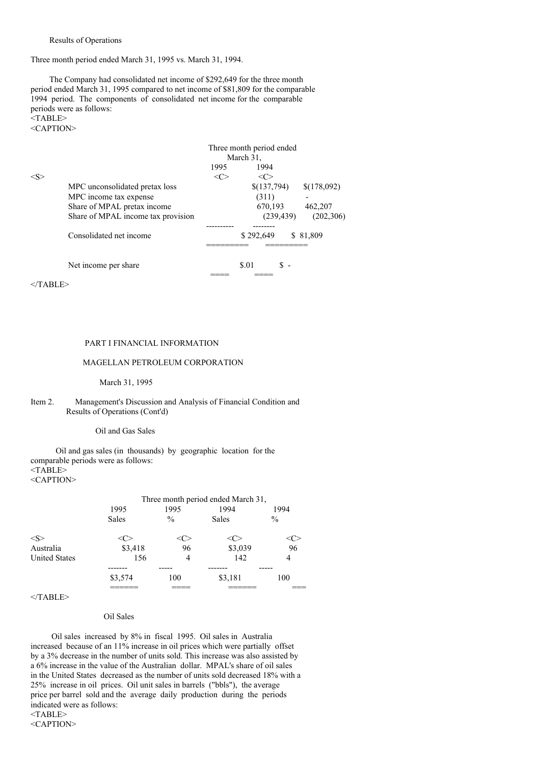Results of Operations

Three month period ended March 31, 1995 vs. March 31, 1994.

The Company had consolidated net income of $292,649 for the three month period ended March 31, 1995 compared to net income of $81,809 for the comparable 1994 period. The components of consolidated net income for the comparable periods were as follows:

| | Three month period ended March 31, 1995 | 1994 |
|---|---|---|
| MPC unconsolidated pretax loss | $(137,794) | $(178,092) |
| MPC income tax expense | (311) | - |
| Share of MPAL pretax income | 670,193 | 462,207 |
| Share of MPAL income tax provision | (239,439) | (202,306) |
| Consolidated net income | $ 292,649 | $ 81,809 |
| Net income per share | $.01 | $ - |

PART I FINANCIAL INFORMATION

MAGELLAN PETROLEUM CORPORATION

March 31, 1995

Item 2. Management's Discussion and Analysis of Financial Condition and Results of Operations (Cont'd)

Oil and Gas Sales

Oil and gas sales (in thousands) by geographic location for the comparable periods were as follows:

| | Three month period ended March 31, | | | |
|---|---|---|---|---|
| | 1995 Sales | 1995 % | 1994 Sales | 1994 % |
| Australia | $3,418 | 96 | $3,039 | 96 |
| United States | 156 | 4 | 142 | 4 |
| | $3,574 | 100 | $3,181 | 100 |

Oil Sales

Oil sales increased by 8% in fiscal 1995. Oil sales in Australia increased because of an 11% increase in oil prices which were partially offset by a 3% decrease in the number of units sold. This increase was also assisted by a 6% increase in the value of the Australian dollar. MPAL's share of oil sales in the United States decreased as the number of units sold decreased 18% with a 25% increase in oil prices. Oil unit sales in barrels ("bbls"), the average price per barrel sold and the average daily production during the periods indicated were as follows: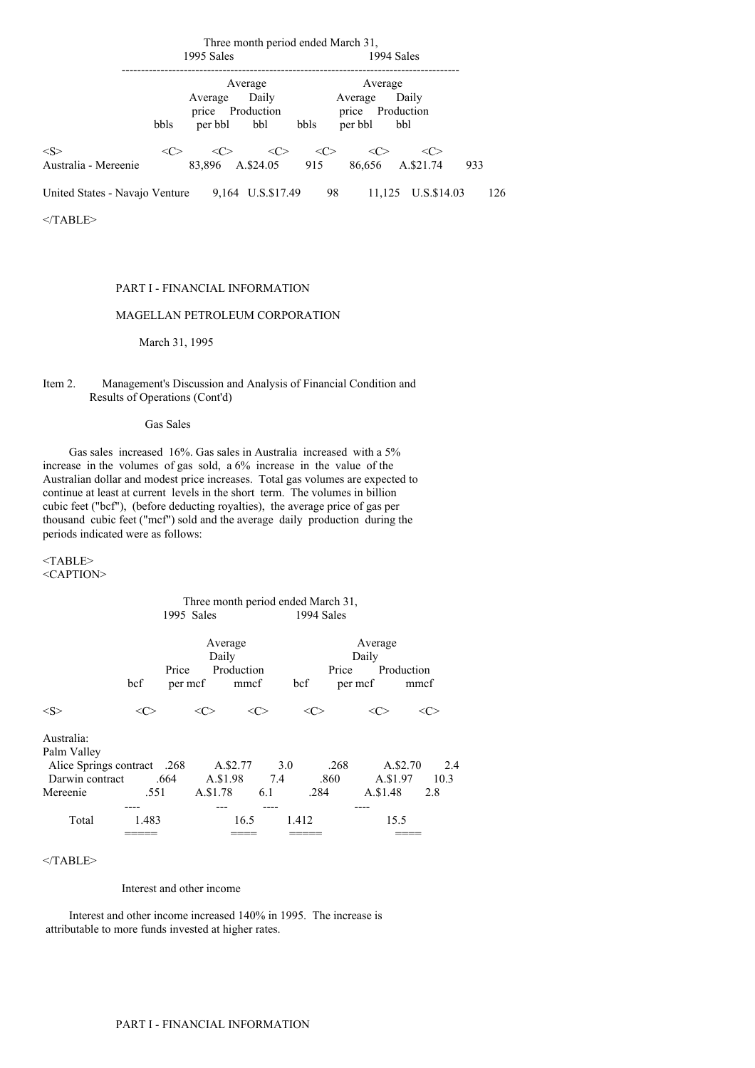| | Three month period ended March 31, | | | | | |
|---|---|---|---|---|---|---|
| | 1995 Sales | | | 1994 Sales | | |
| | bbls | Average price per bbl | Average Daily Production bbl | bbls | Average price per bbl | Average Daily Production bbl |
| Australia - Mereenie | 83,896 | A.$24.05 | 915 | 86,656 | A.$21.74 | 933 |
| United States - Navajo Venture | 9,164 | U.S.$17.49 | 98 | 11,125 | U.S.$14.03 | 126 |

PART I - FINANCIAL INFORMATION

MAGELLAN PETROLEUM CORPORATION

March 31, 1995

Item 2. Management's Discussion and Analysis of Financial Condition and Results of Operations (Cont'd)

Gas Sales

Gas sales increased 16%. Gas sales in Australia increased with a 5% increase in the volumes of gas sold, a 6% increase in the value of the Australian dollar and modest price increases. Total gas volumes are expected to continue at least at current levels in the short term. The volumes in billion cubic feet ("bcf"), (before deducting royalties), the average price of gas per thousand cubic feet ("mcf") sold and the average daily production during the periods indicated were as follows:

| | Three month period ended March 31, | | | | | |
|---|---|---|---|---|---|---|
| | 1995 Sales | | | 1994 Sales | | |
| | bcf | Price per mcf | Average Daily Production mmcf | bcf | Price per mcf | Average Daily Production mmcf |
| Australia: | | | | | | |
| Palm Valley | | | | | | |
| Alice Springs contract | .268 | A.$2.77 | 3.0 | .268 | A.$2.70 | 2.4 |
| Darwin contract | .664 | A.$1.98 | 7.4 | .860 | A.$1.97 | 10.3 |
| Mereenie | .551 | A.$1.78 | 6.1 | .284 | A.$1.48 | 2.8 |
| Total | 1.483 | | 16.5 | 1.412 | | 15.5 |

Interest and other income

Interest and other income increased 140% in 1995. The increase is attributable to more funds invested at higher rates.

PART I - FINANCIAL INFORMATION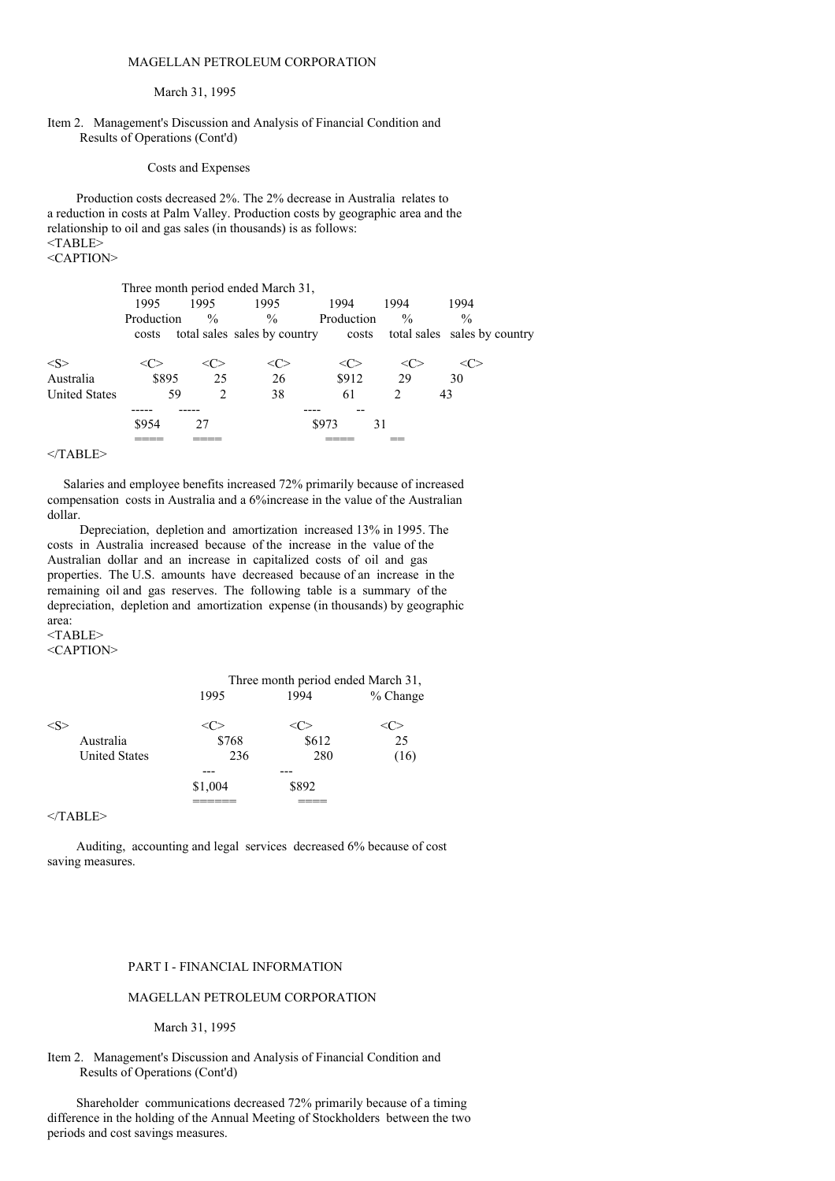MAGELLAN PETROLEUM CORPORATION

March 31, 1995

Item 2. Management's Discussion and Analysis of Financial Condition and Results of Operations (Cont'd)

Costs and Expenses

Production costs decreased 2%. The 2% decrease in Australia relates to a reduction in costs at Palm Valley. Production costs by geographic area and the relationship to oil and gas sales (in thousands) is as follows:

| | Three month period ended March 31, | | | | | |
|---|---|---|---|---|---|---|
| | 1995 Production costs | 1995 % total sales | 1995 % sales by country | 1994 Production costs | 1994 % total sales | 1994 % sales by country |
| Australia | $895 | 25 | 26 | $912 | 29 | 30 |
| United States | 59 | 2 | 38 | 61 | 2 | 43 |
| | $954 | 27 | | $973 | 31 | |

Salaries and employee benefits increased 72% primarily because of increased compensation costs in Australia and a 6%increase in the value of the Australian dollar.

Depreciation, depletion and amortization increased 13% in 1995. The costs in Australia increased because of the increase in the value of the Australian dollar and an increase in capitalized costs of oil and gas properties. The U.S. amounts have decreased because of an increase in the remaining oil and gas reserves. The following table is a summary of the depreciation, depletion and amortization expense (in thousands) by geographic area:

| | Three month period ended March 31, | | |
|---|---|---|---|
| | 1995 | 1994 | % Change |
| Australia | $768 | $612 | 25 |
| United States | 236 | 280 | (16) |
| | $1,004 | $892 | |

Auditing, accounting and legal services decreased 6% because of cost saving measures.

PART I - FINANCIAL INFORMATION

MAGELLAN PETROLEUM CORPORATION

March 31, 1995

Item 2. Management's Discussion and Analysis of Financial Condition and Results of Operations (Cont'd)

Shareholder communications decreased 72% primarily because of a timing difference in the holding of the Annual Meeting of Stockholders between the two periods and cost savings measures.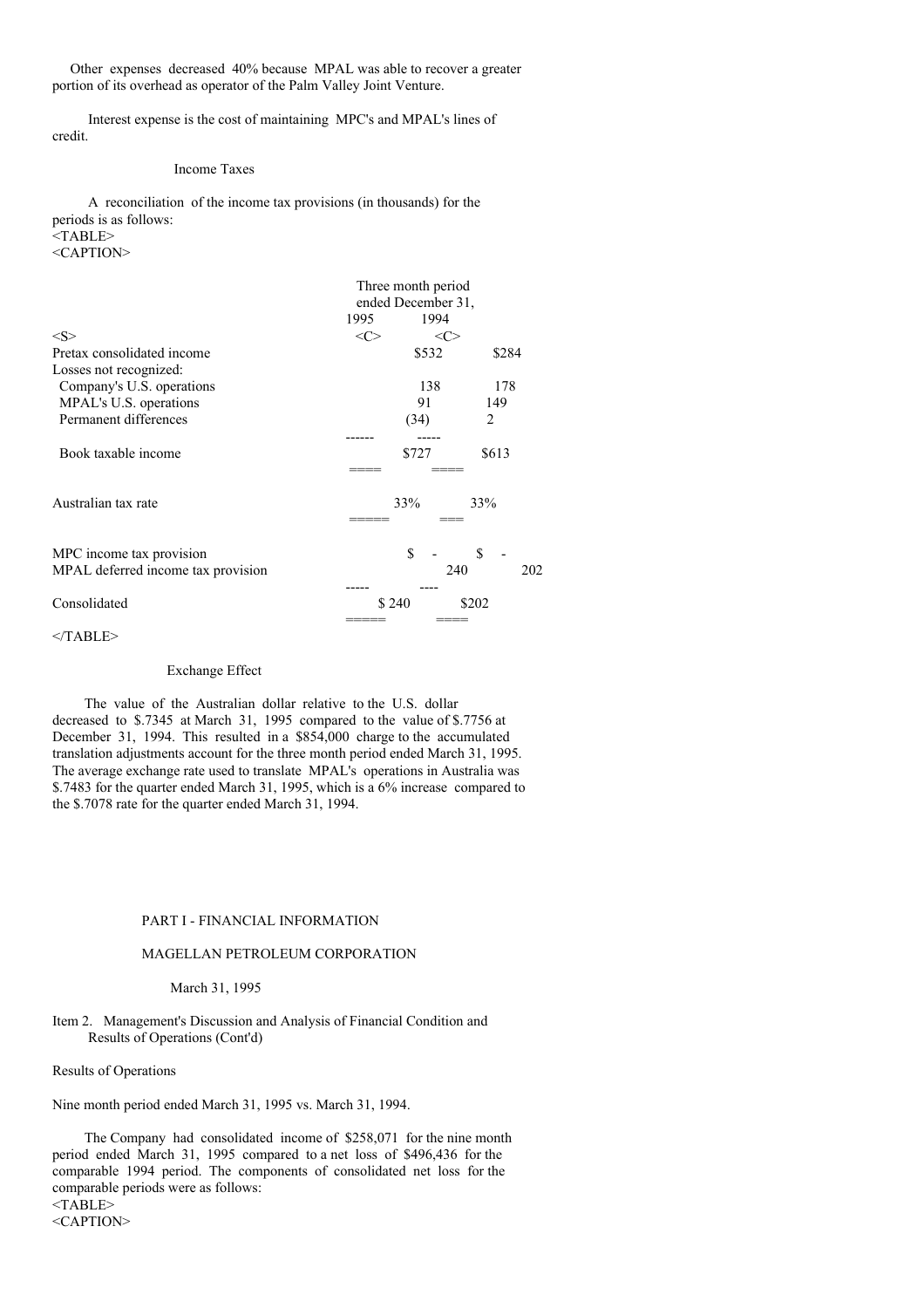Other expenses decreased 40% because MPAL was able to recover a greater portion of its overhead as operator of the Palm Valley Joint Venture.

Interest expense is the cost of maintaining MPC's and MPAL's lines of credit.

Income Taxes

A reconciliation of the income tax provisions (in thousands) for the periods is as follows:

| | Three month period ended December 31, 1995 | 1994 |
|---|---|---|
| Pretax consolidated income | $532 | $284 |
| Losses not recognized: | | |
| Company's U.S. operations | 138 | 178 |
| MPAL's U.S. operations | 91 | 149 |
| Permanent differences | (34) | 2 |
| Book taxable income | $727 | $613 |
| Australian tax rate | 33% | 33% |
| MPC income tax provision | $ - | $ - |
| MPAL deferred income tax provision | 240 | 202 |
| Consolidated | $ 240 | $202 |

Exchange Effect

The value of the Australian dollar relative to the U.S. dollar decreased to $.7345 at March 31, 1995 compared to the value of $.7756 at December 31, 1994. This resulted in a $854,000 charge to the accumulated translation adjustments account for the three month period ended March 31, 1995. The average exchange rate used to translate MPAL's operations in Australia was $.7483 for the quarter ended March 31, 1995, which is a 6% increase compared to the $.7078 rate for the quarter ended March 31, 1994.

PART I - FINANCIAL INFORMATION

MAGELLAN PETROLEUM CORPORATION

March 31, 1995

Item 2. Management's Discussion and Analysis of Financial Condition and Results of Operations (Cont'd)

Results of Operations

Nine month period ended March 31, 1995 vs. March 31, 1994.

The Company had consolidated income of $258,071 for the nine month period ended March 31, 1995 compared to a net loss of $496,436 for the comparable 1994 period. The components of consolidated net loss for the comparable periods were as follows: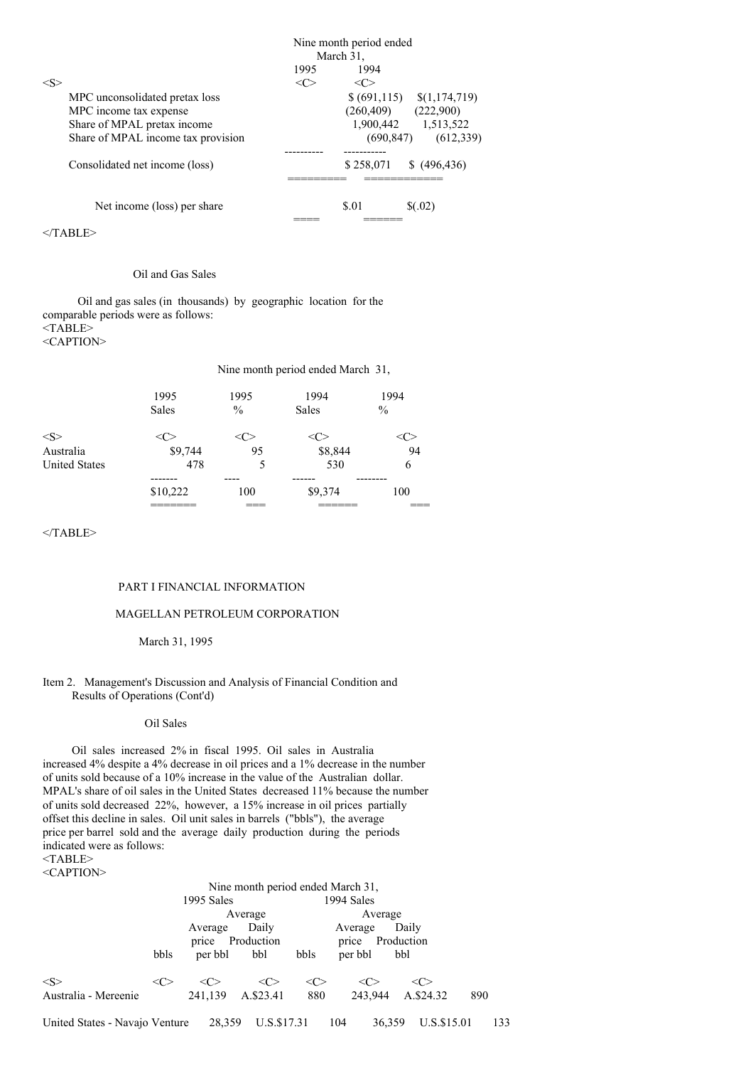| | Nine month period ended March 31, | |
|---|---|---|
| | 1995 | 1994 |
| MPC unconsolidated pretax loss | $ (691,115) | $(1,174,719) |
| MPC income tax expense | (260,409) | (222,900) |
| Share of MPAL pretax income | 1,900,442 | 1,513,522 |
| Share of MPAL income tax provision | (690,847) | (612,339) |
| Consolidated net income (loss) | $ 258,071 | $ (496,436) |
| Net income (loss) per share | $.01 | $(.02) |

Oil and Gas Sales

Oil and gas sales (in thousands) by geographic location for the comparable periods were as follows:

| | Nine month period ended March 31, | | | |
|---|---|---|---|---|
| | 1995 Sales | 1995 % | 1994 Sales | 1994 % |
| Australia | $9,744 | 95 | $8,844 | 94 |
| United States | 478 | 5 | 530 | 6 |
| | $10,222 | 100 | $9,374 | 100 |

PART I FINANCIAL INFORMATION

MAGELLAN PETROLEUM CORPORATION

March 31, 1995

Item 2. Management's Discussion and Analysis of Financial Condition and Results of Operations (Cont'd)

Oil Sales

Oil sales increased 2% in fiscal 1995. Oil sales in Australia increased 4% despite a 4% decrease in oil prices and a 1% decrease in the number of units sold because of a 10% increase in the value of the Australian dollar. MPAL's share of oil sales in the United States decreased 11% because the number of units sold decreased 22%, however, a 15% increase in oil prices partially offset this decline in sales. Oil unit sales in barrels ("bbls"), the average price per barrel sold and the average daily production during the periods indicated were as follows:

| | Nine month period ended March 31, | | | | | |
|---|---|---|---|---|---|---|
| | 1995 Sales | | | 1994 Sales | | |
| | bbls | Average price per bbl | Average Daily Production bbl | bbls | Average price per bbl | Average Daily Production bbl |
| Australia - Mereenie | 241,139 | A.$23.41 | 880 | 243,944 | A.$24.32 | 890 |
| United States - Navajo Venture | 28,359 | U.S.$17.31 | 104 | 36,359 | U.S.$15.01 | 133 |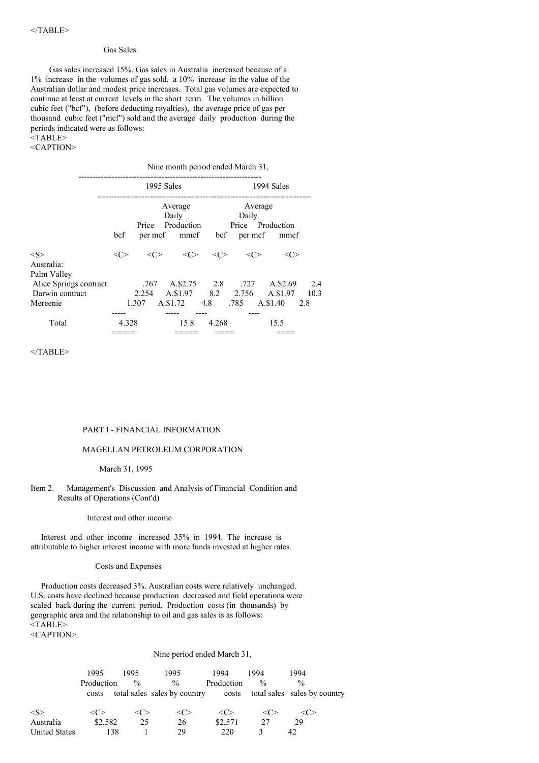### Gas Sales

Gas sales increased 15%. Gas sales in Australia increased because of a 1% increase in the volumes of gas sold, a 10% increase in the value of the Australian dollar and modest price increases. Total gas volumes are expected to continue at least at current levels in the short term. The volumes in billion cubic feet ("bcf"), (before deducting royalties), the average price of gas per thousand cubic feet ("mcf") sold and the average daily production during the periods indicated were as follows:

Nine month period ended March 31,

| | 1995 Sales | | | 1994 Sales | | |
|---|---|---|---|---|---|---|
| | bcf | Price per mcf | Average Daily Production mmcf | bcf | Price per mcf | Average Daily Production mmcf |
| Australia: | | | | | | |
| Palm Valley | | | | | | |
| Alice Springs contract | .767 | A.$2.75 | 2.8 | .727 | A.$2.69 | 2.4 |
| Darwin contract | 2.254 | A.$1.97 | 8.2 | 2.756 | A.$1.97 | 10.3 |
| Mereenie | 1.307 | A.$1.72 | 4.8 | .785 | A.$1.40 | 2.8 |
| Total | 4.328 | | 15.8 | 4.268 | | 15.5 |

## PART I - FINANCIAL INFORMATION

## MAGELLAN PETROLEUM CORPORATION

March 31, 1995

Item 2. Management's Discussion and Analysis of Financial Condition and Results of Operations (Cont'd)

### Interest and other income

Interest and other income increased 35% in 1994. The increase is attributable to higher interest income with more funds invested at higher rates.

### Costs and Expenses

Production costs decreased 3%. Australian costs were relatively unchanged. U.S. costs have declined because production decreased and field operations were scaled back during the current period. Production costs (in thousands) by geographic area and the relationship to oil and gas sales is as follows:

Nine period ended March 31,

| | 1995 Production costs | 1995 % total sales | 1995 % sales by country | 1994 Production costs | 1994 % total sales | 1994 % sales by country |
|---|---|---|---|---|---|---|
| Australia | $2,582 | 25 | 26 | $2,571 | 27 | 29 |
| United States | 138 | 1 | 29 | 220 | 3 | 42 |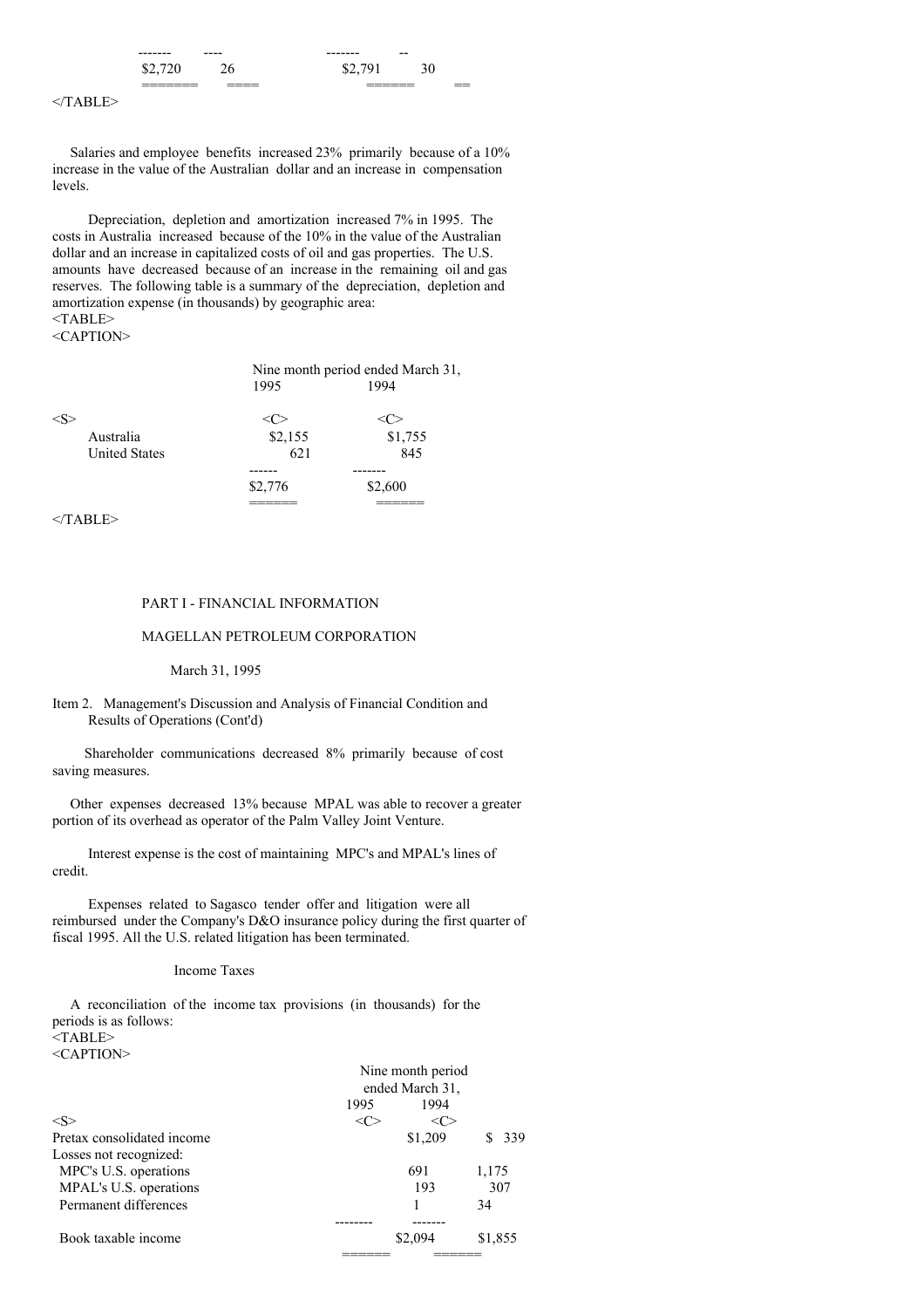| | | | |
|---|---|---|---|
| $2,720 | 26 | $2,791 | 30 |

Salaries and employee benefits increased 23% primarily because of a 10% increase in the value of the Australian dollar and an increase in compensation levels.

Depreciation, depletion and amortization increased 7% in 1995. The costs in Australia increased because of the 10% in the value of the Australian dollar and an increase in capitalized costs of oil and gas properties. The U.S. amounts have decreased because of an increase in the remaining oil and gas reserves. The following table is a summary of the depreciation, depletion and amortization expense (in thousands) by geographic area:

| | Nine month period ended March 31, 1995 | 1994 |
|---|---|---|
| Australia | $2,155 | $1,755 |
| United States | 621 | 845 |
| | $2,776 | $2,600 |

PART I - FINANCIAL INFORMATION

MAGELLAN PETROLEUM CORPORATION

March 31, 1995

Item 2. Management's Discussion and Analysis of Financial Condition and Results of Operations (Cont'd)

Shareholder communications decreased 8% primarily because of cost saving measures.

Other expenses decreased 13% because MPAL was able to recover a greater portion of its overhead as operator of the Palm Valley Joint Venture.

Interest expense is the cost of maintaining MPC's and MPAL's lines of credit.

Expenses related to Sagasco tender offer and litigation were all reimbursed under the Company's D&O insurance policy during the first quarter of fiscal 1995. All the U.S. related litigation has been terminated.

Income Taxes

A reconciliation of the income tax provisions (in thousands) for the periods is as follows:

| | Nine month period ended March 31, 1995 | 1994 |
|---|---|---|
| Pretax consolidated income | $1,209 | $ 339 |
| Losses not recognized: | | |
| MPC's U.S. operations | 691 | 1,175 |
| MPAL's U.S. operations | 193 | 307 |
| Permanent differences | 1 | 34 |
| Book taxable income | $2,094 | $1,855 |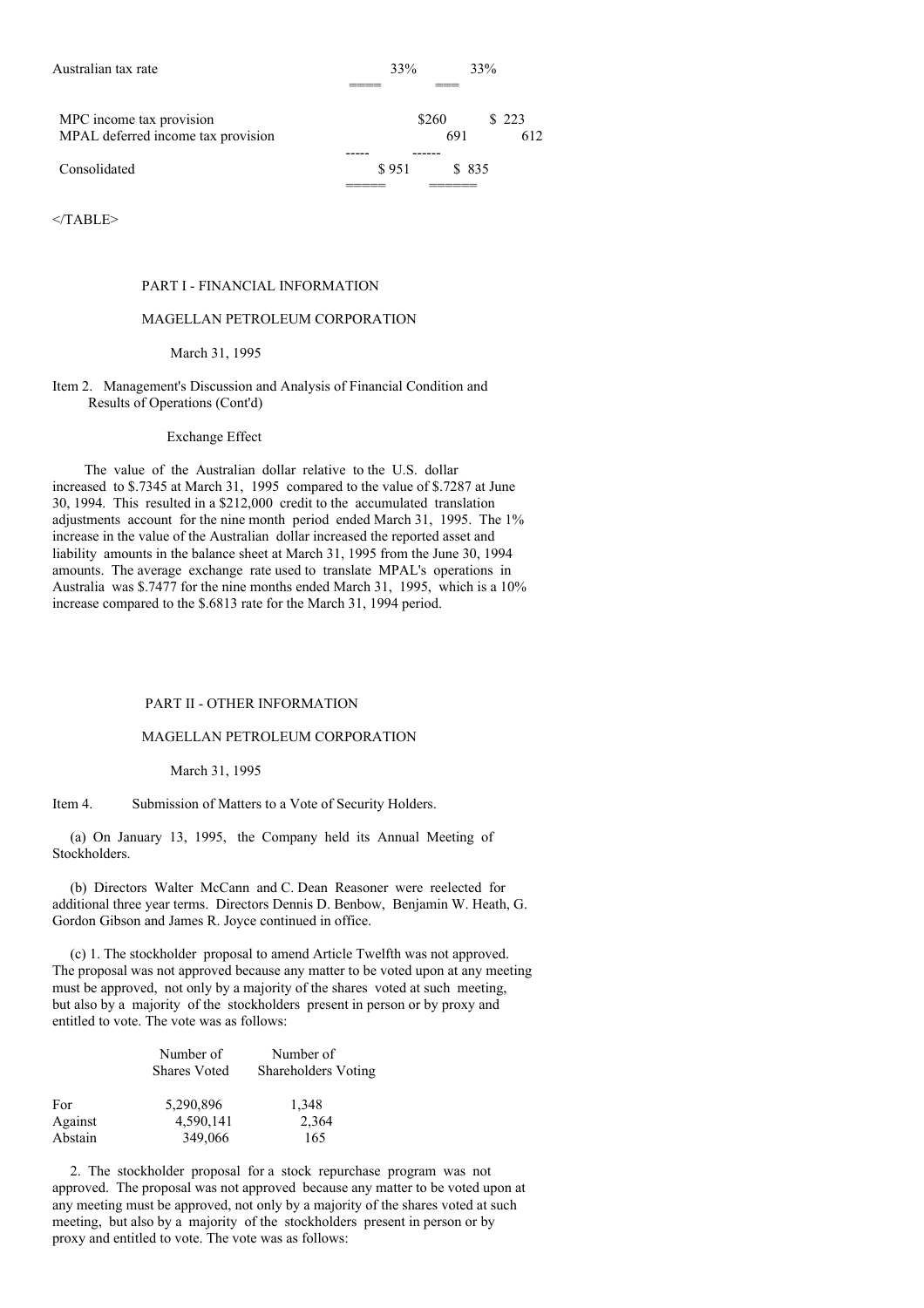| | | |
|---|---|---|
| Australian tax rate | 33% | 33% |
| MPC income tax provision | $260 | $ 223 |
| MPAL deferred income tax provision | 691 | 612 |
| Consolidated | $ 951 | $ 835 |

</TABLE>

PART I - FINANCIAL INFORMATION

MAGELLAN PETROLEUM CORPORATION

March 31, 1995

Item 2. Management's Discussion and Analysis of Financial Condition and Results of Operations (Cont'd)

Exchange Effect

The value of the Australian dollar relative to the U.S. dollar increased to $.7345 at March 31, 1995 compared to the value of $.7287 at June 30, 1994. This resulted in a $212,000 credit to the accumulated translation adjustments account for the nine month period ended March 31, 1995. The 1% increase in the value of the Australian dollar increased the reported asset and liability amounts in the balance sheet at March 31, 1995 from the June 30, 1994 amounts. The average exchange rate used to translate MPAL's operations in Australia was $.7477 for the nine months ended March 31, 1995, which is a 10% increase compared to the $.6813 rate for the March 31, 1994 period.

PART II - OTHER INFORMATION

MAGELLAN PETROLEUM CORPORATION

March 31, 1995

Item 4. Submission of Matters to a Vote of Security Holders.

(a) On January 13, 1995, the Company held its Annual Meeting of Stockholders.

(b) Directors Walter McCann and C. Dean Reasoner were reelected for additional three year terms. Directors Dennis D. Benbow, Benjamin W. Heath, G. Gordon Gibson and James R. Joyce continued in office.

(c) 1. The stockholder proposal to amend Article Twelfth was not approved. The proposal was not approved because any matter to be voted upon at any meeting must be approved, not only by a majority of the shares voted at such meeting, but also by a majority of the stockholders present in person or by proxy and entitled to vote. The vote was as follows:

| | Number of Shares Voted | Number of Shareholders Voting |
|---|---|---|
| For | 5,290,896 | 1,348 |
| Against | 4,590,141 | 2,364 |
| Abstain | 349,066 | 165 |

2. The stockholder proposal for a stock repurchase program was not approved. The proposal was not approved because any matter to be voted upon at any meeting must be approved, not only by a majority of the shares voted at such meeting, but also by a majority of the stockholders present in person or by proxy and entitled to vote. The vote was as follows: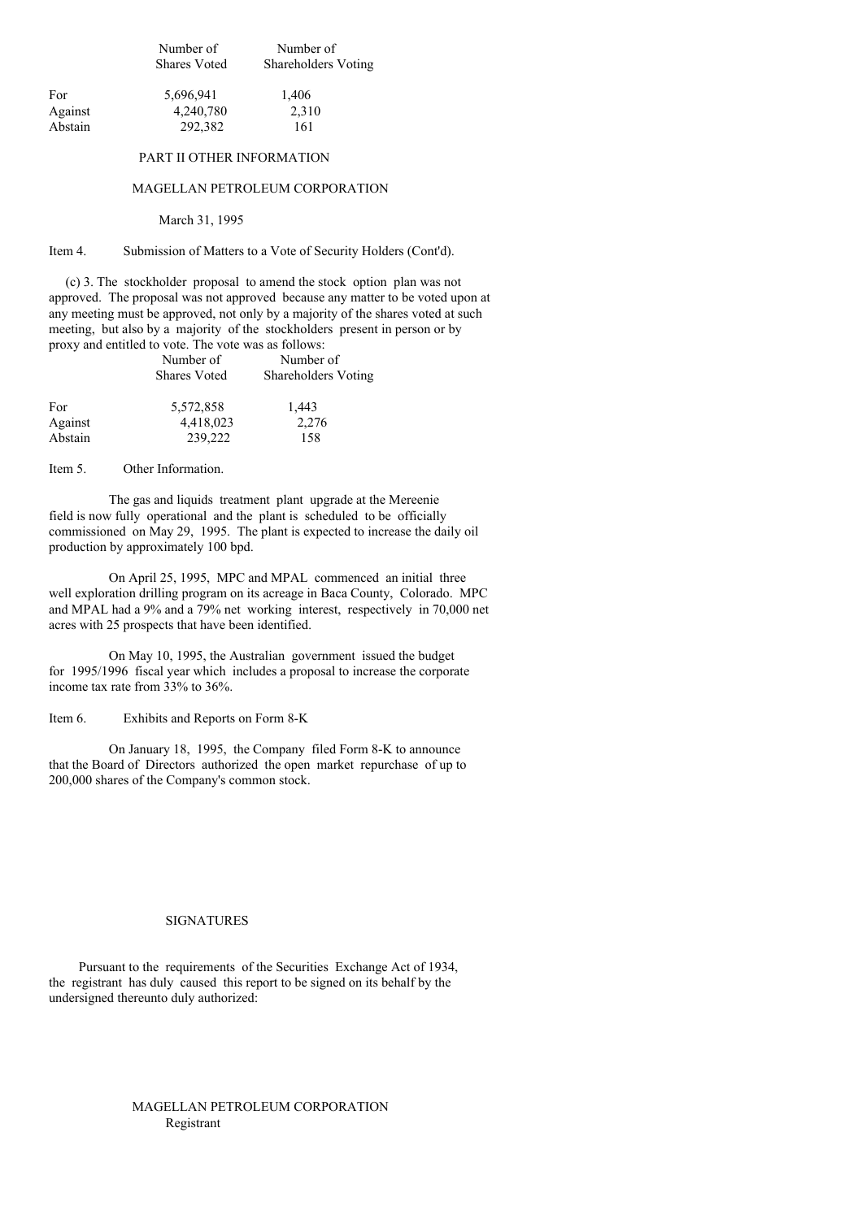| | Number of Shares Voted | Number of Shareholders Voting |
|---|---|---|
| For | 5,696,941 | 1,406 |
| Against | 4,240,780 | 2,310 |
| Abstain | 292,382 | 161 |

PART II OTHER INFORMATION

MAGELLAN PETROLEUM CORPORATION

March 31, 1995

Item 4. Submission of Matters to a Vote of Security Holders (Cont'd).

(c) 3. The stockholder proposal to amend the stock option plan was not approved. The proposal was not approved because any matter to be voted upon at any meeting must be approved, not only by a majority of the shares voted at such meeting, but also by a majority of the stockholders present in person or by proxy and entitled to vote. The vote was as follows:

| | Number of Shares Voted | Number of Shareholders Voting |
|---|---|---|
| For | 5,572,858 | 1,443 |
| Against | 4,418,023 | 2,276 |
| Abstain | 239,222 | 158 |

Item 5. Other Information.

The gas and liquids treatment plant upgrade at the Mereenie field is now fully operational and the plant is scheduled to be officially commissioned on May 29, 1995. The plant is expected to increase the daily oil production by approximately 100 bpd.

On April 25, 1995, MPC and MPAL commenced an initial three well exploration drilling program on its acreage in Baca County, Colorado. MPC and MPAL had a 9% and a 79% net working interest, respectively in 70,000 net acres with 25 prospects that have been identified.

On May 10, 1995, the Australian government issued the budget for 1995/1996 fiscal year which includes a proposal to increase the corporate income tax rate from 33% to 36%.

Item 6. Exhibits and Reports on Form 8-K

On January 18, 1995, the Company filed Form 8-K to announce that the Board of Directors authorized the open market repurchase of up to 200,000 shares of the Company's common stock.

SIGNATURES

Pursuant to the requirements of the Securities Exchange Act of 1934, the registrant has duly caused this report to be signed on its behalf by the undersigned thereunto duly authorized:

MAGELLAN PETROLEUM CORPORATION
Registrant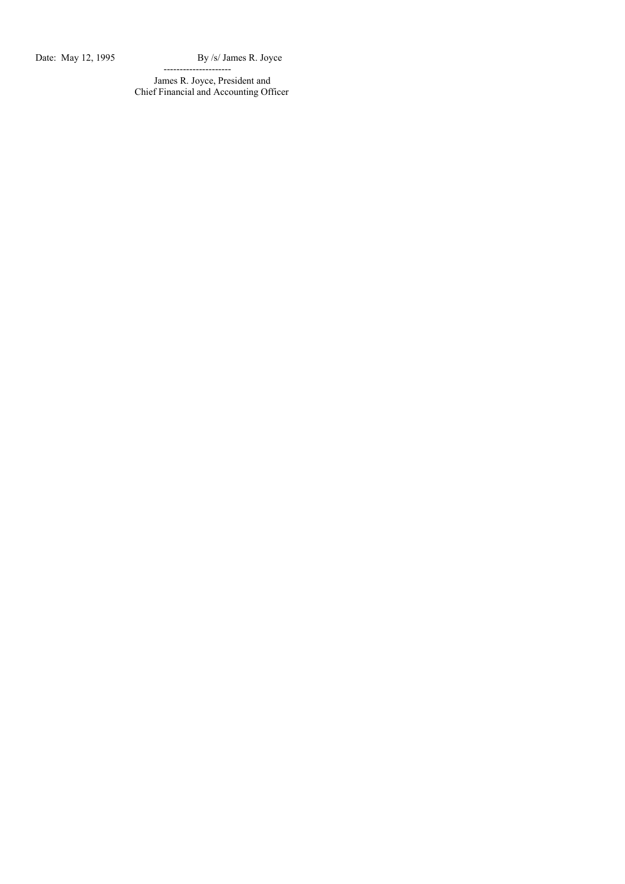Date: May 12, 1995

By /s/ James R. Joyce

---------------------

James R. Joyce, President and
Chief Financial and Accounting Officer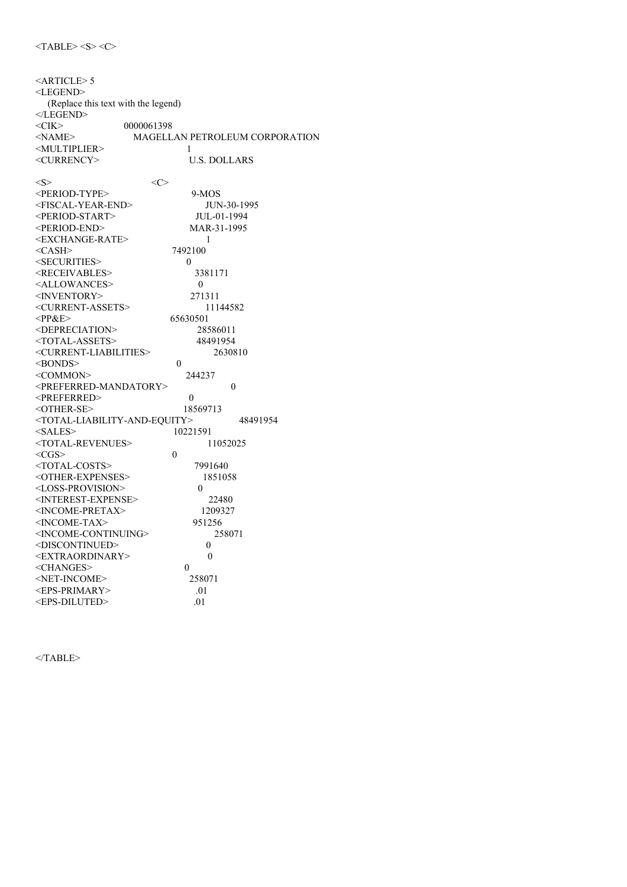<TABLE> <S> <C>

<ARTICLE> 5
<LEGEND>
(Replace this text with the legend)
</LEGEND>

| | |
|---|---|
| <CIK> | 0000061398 |
| <NAME> | MAGELLAN PETROLEUM CORPORATION |
| <MULTIPLIER> | 1 |
| <CURRENCY> | U.S. DOLLARS |

| <S> | <C> |
|---|---|
| <PERIOD-TYPE> | 9-MOS |
| <FISCAL-YEAR-END> | JUN-30-1995 |
| <PERIOD-START> | JUL-01-1994 |
| <PERIOD-END> | MAR-31-1995 |
| <EXCHANGE-RATE> | 1 |
| <CASH> | 7492100 |
| <SECURITIES> | 0 |
| <RECEIVABLES> | 3381171 |
| <ALLOWANCES> | 0 |
| <INVENTORY> | 271311 |
| <CURRENT-ASSETS> | 11144582 |
| <PP&E> | 65630501 |
| <DEPRECIATION> | 28586011 |
| <TOTAL-ASSETS> | 48491954 |
| <CURRENT-LIABILITIES> | 2630810 |
| <BONDS> | 0 |
| <COMMON> | 244237 |
| <PREFERRED-MANDATORY> | 0 |
| <PREFERRED> | 0 |
| <OTHER-SE> | 18569713 |
| <TOTAL-LIABILITY-AND-EQUITY> | 48491954 |
| <SALES> | 10221591 |
| <TOTAL-REVENUES> | 11052025 |
| <CGS> | 0 |
| <TOTAL-COSTS> | 7991640 |
| <OTHER-EXPENSES> | 1851058 |
| <LOSS-PROVISION> | 0 |
| <INTEREST-EXPENSE> | 22480 |
| <INCOME-PRETAX> | 1209327 |
| <INCOME-TAX> | 951256 |
| <INCOME-CONTINUING> | 258071 |
| <DISCONTINUED> | 0 |
| <EXTRAORDINARY> | 0 |
| <CHANGES> | 0 |
| <NET-INCOME> | 258071 |
| <EPS-PRIMARY> | .01 |
| <EPS-DILUTED> | .01 |

</TABLE>